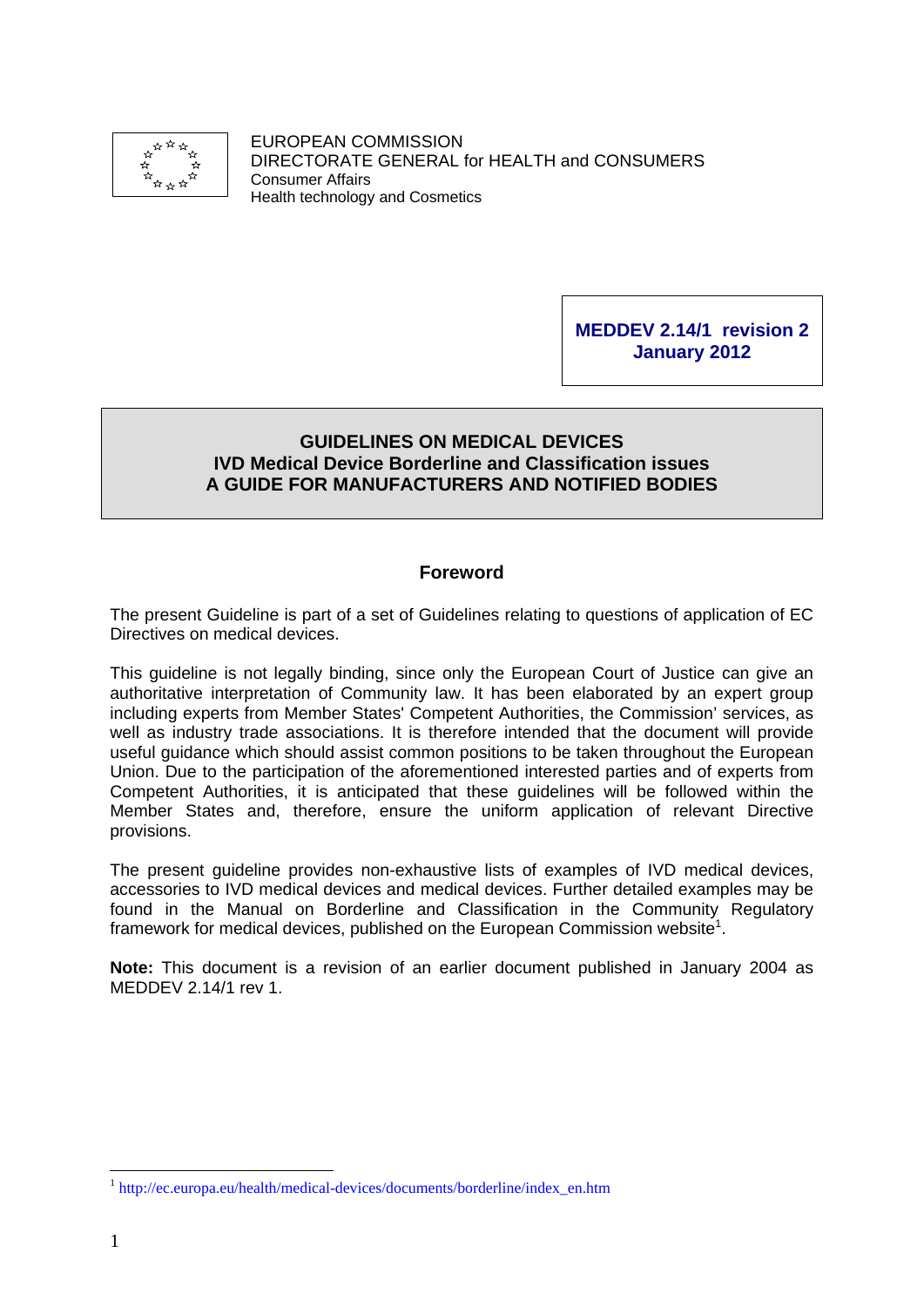EUROPEAN COMMISSION
DIRECTORATE GENERAL for HEALTH and CONSUMERS
Consumer Affairs
Health technology and Cosmetics

**MEDDEV 2.14/1 revision 2**
**January 2012**

# GUIDELINES ON MEDICAL DEVICES
# IVD Medical Device Borderline and Classification issues
# A GUIDE FOR MANUFACTURERS AND NOTIFIED BODIES

## Foreword

The present Guideline is part of a set of Guidelines relating to questions of application of EC Directives on medical devices.

This guideline is not legally binding, since only the European Court of Justice can give an authoritative interpretation of Community law. It has been elaborated by an expert group including experts from Member States' Competent Authorities, the Commission' services, as well as industry trade associations. It is therefore intended that the document will provide useful guidance which should assist common positions to be taken throughout the European Union. Due to the participation of the aforementioned interested parties and of experts from Competent Authorities, it is anticipated that these guidelines will be followed within the Member States and, therefore, ensure the uniform application of relevant Directive provisions.

The present guideline provides non-exhaustive lists of examples of IVD medical devices, accessories to IVD medical devices and medical devices. Further detailed examples may be found in the Manual on Borderline and Classification in the Community Regulatory framework for medical devices, published on the European Commission website[1].

**Note:** This document is a revision of an earlier document published in January 2004 as MEDDEV 2.14/1 rev 1.

[1] http://ec.europa.eu/health/medical-devices/documents/borderline/index_en.htm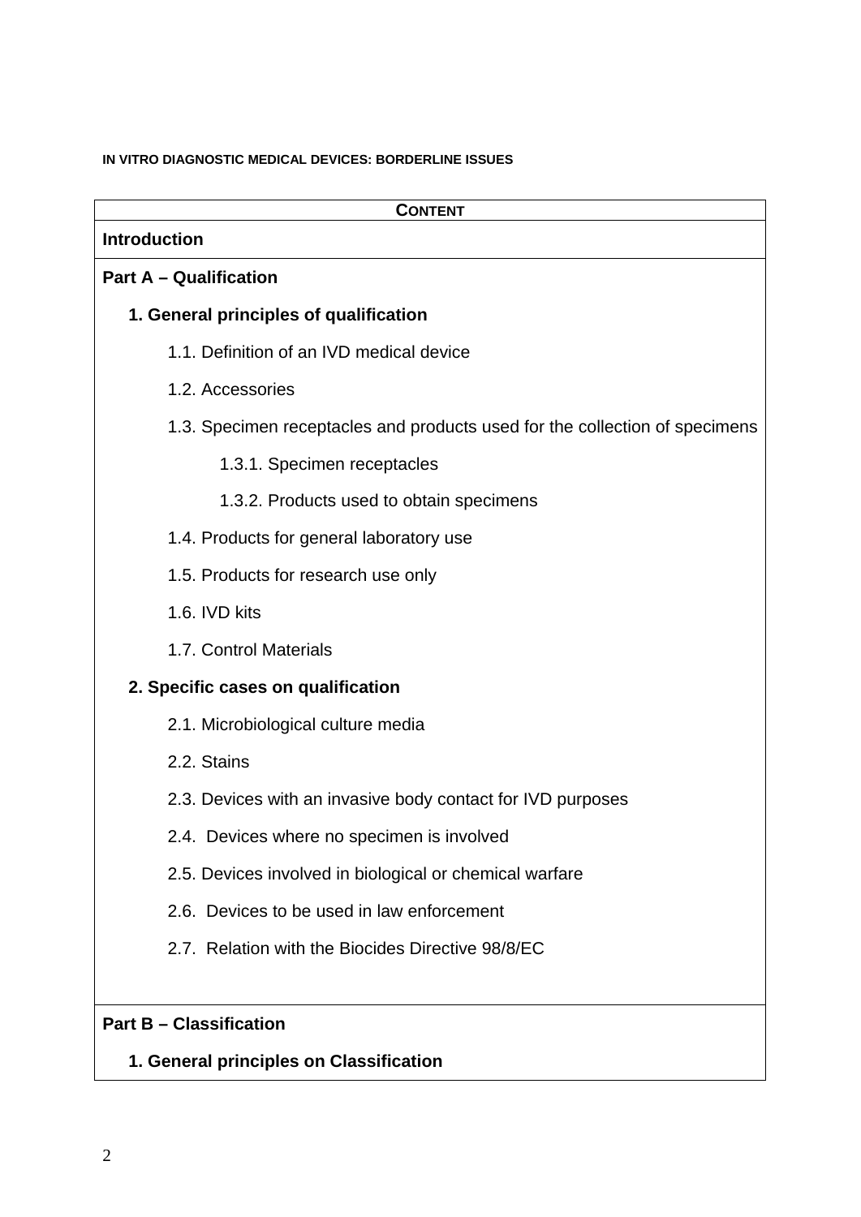**IN VITRO DIAGNOSTIC MEDICAL DEVICES: BORDERLINE ISSUES**

| **CONTENT** |
|---|
| **Introduction** |
| **Part A – Qualification**<br><br>**1. General principles of qualification**<br><br>1.1. Definition of an IVD medical device<br><br>1.2. Accessories<br><br>1.3. Specimen receptacles and products used for the collection of specimens<br><br>1.3.1. Specimen receptacles<br><br>1.3.2. Products used to obtain specimens<br><br>1.4. Products for general laboratory use<br><br>1.5. Products for research use only<br><br>1.6. IVD kits<br><br>1.7. Control Materials<br><br>**2. Specific cases on qualification**<br><br>2.1. Microbiological culture media<br><br>2.2. Stains<br><br>2.3. Devices with an invasive body contact for IVD purposes<br><br>2.4. Devices where no specimen is involved<br><br>2.5. Devices involved in biological or chemical warfare<br><br>2.6. Devices to be used in law enforcement<br><br>2.7. Relation with the Biocides Directive 98/8/EC |
| **Part B – Classification**<br><br>**1. General principles on Classification** |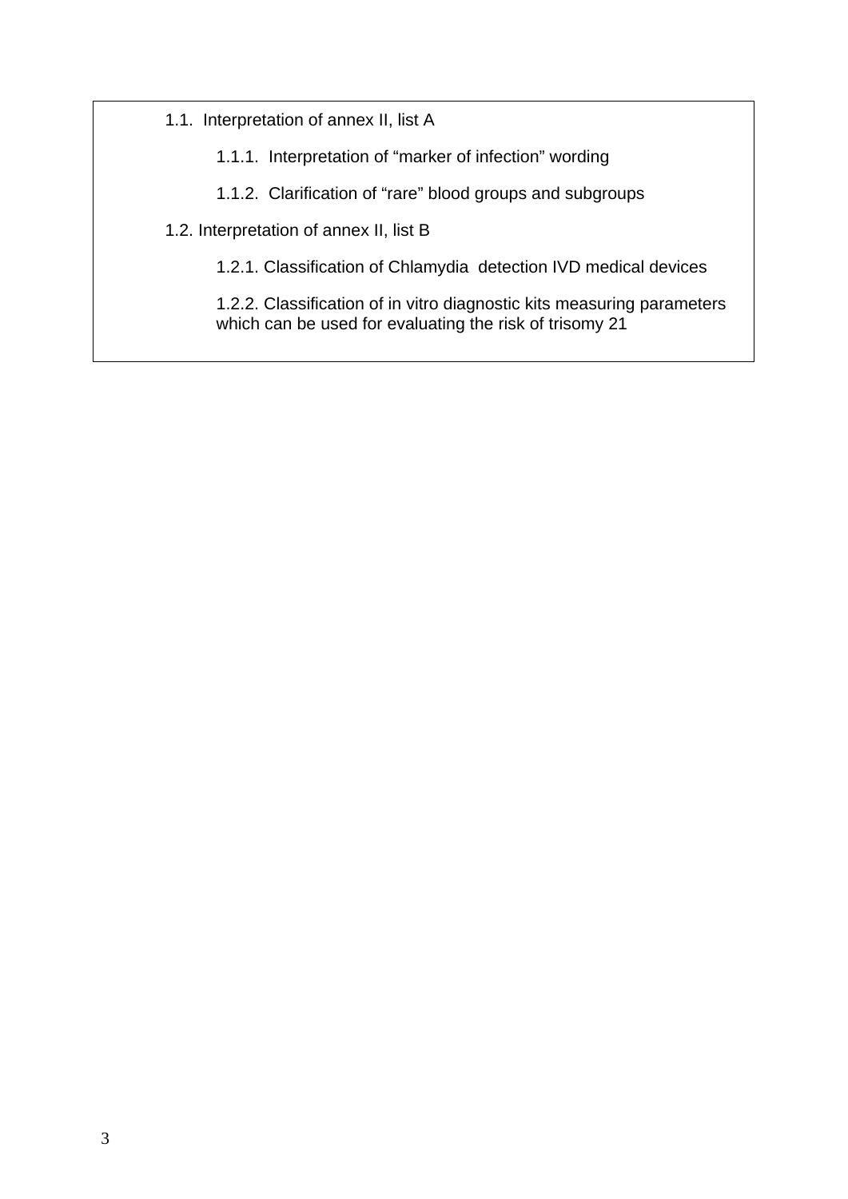1.1. Interpretation of annex II, list A

- 1.1.1. Interpretation of “marker of infection” wording
- 1.1.2. Clarification of “rare” blood groups and subgroups

1.2. Interpretation of annex II, list B

- 1.2.1. Classification of Chlamydia detection IVD medical devices
- 1.2.2. Classification of in vitro diagnostic kits measuring parameters which can be used for evaluating the risk of trisomy 21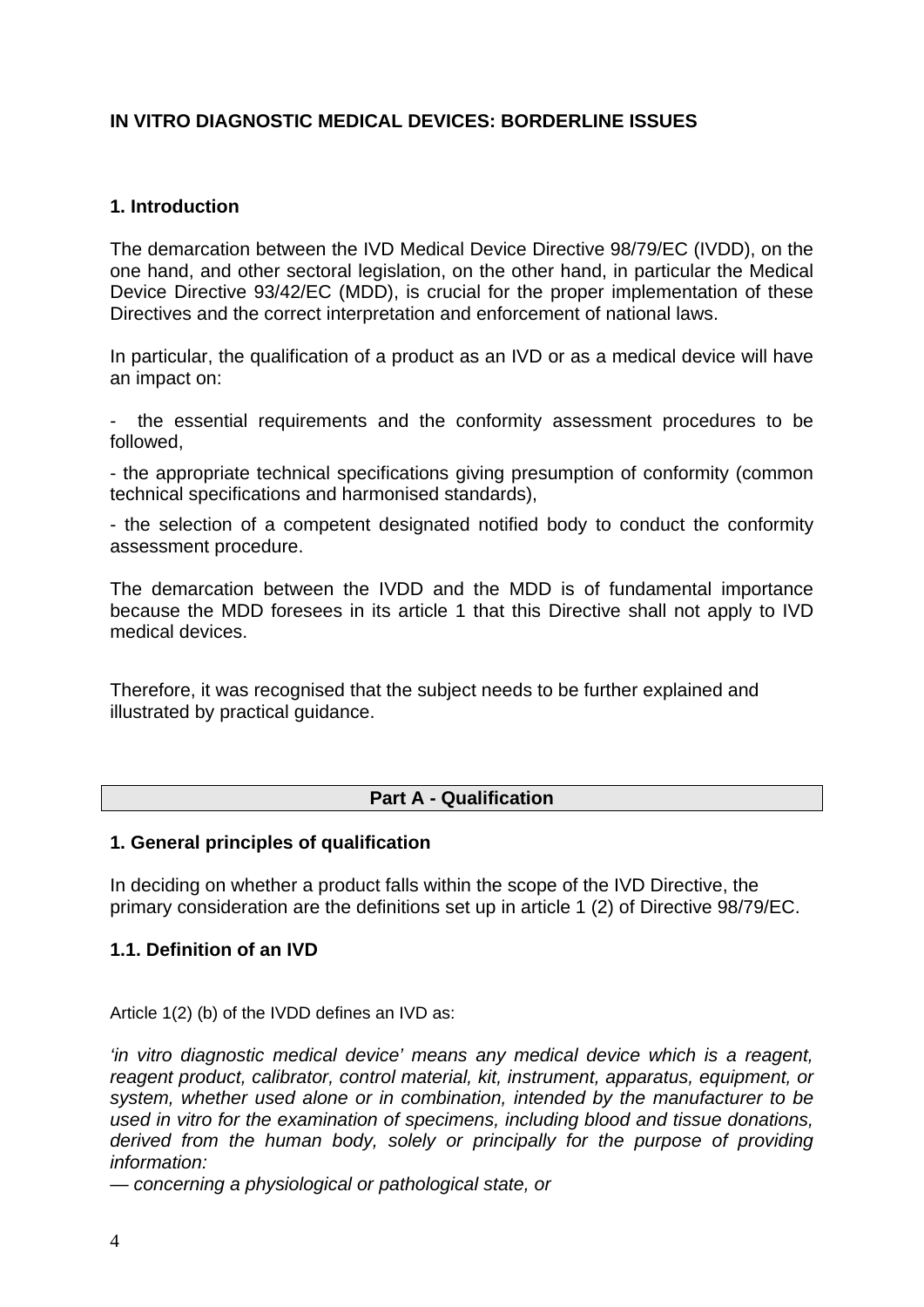# IN VITRO DIAGNOSTIC MEDICAL DEVICES: BORDERLINE ISSUES

## 1. Introduction

The demarcation between the IVD Medical Device Directive 98/79/EC (IVDD), on the one hand, and other sectoral legislation, on the other hand, in particular the Medical Device Directive 93/42/EC (MDD), is crucial for the proper implementation of these Directives and the correct interpretation and enforcement of national laws.

In particular, the qualification of a product as an IVD or as a medical device will have an impact on:

- the essential requirements and the conformity assessment procedures to be followed,
- the appropriate technical specifications giving presumption of conformity (common technical specifications and harmonised standards),
- the selection of a competent designated notified body to conduct the conformity assessment procedure.

The demarcation between the IVDD and the MDD is of fundamental importance because the MDD foresees in its article 1 that this Directive shall not apply to IVD medical devices.

Therefore, it was recognised that the subject needs to be further explained and illustrated by practical guidance.

## Part A - Qualification

### 1. General principles of qualification

In deciding on whether a product falls within the scope of the IVD Directive, the primary consideration are the definitions set up in article 1 (2) of Directive 98/79/EC.

### 1.1. Definition of an IVD

Article 1(2) (b) of the IVDD defines an IVD as:

*'in vitro diagnostic medical device' means any medical device which is a reagent, reagent product, calibrator, control material, kit, instrument, apparatus, equipment, or system, whether used alone or in combination, intended by the manufacturer to be used in vitro for the examination of specimens, including blood and tissue donations, derived from the human body, solely or principally for the purpose of providing information:*

*— concerning a physiological or pathological state, or*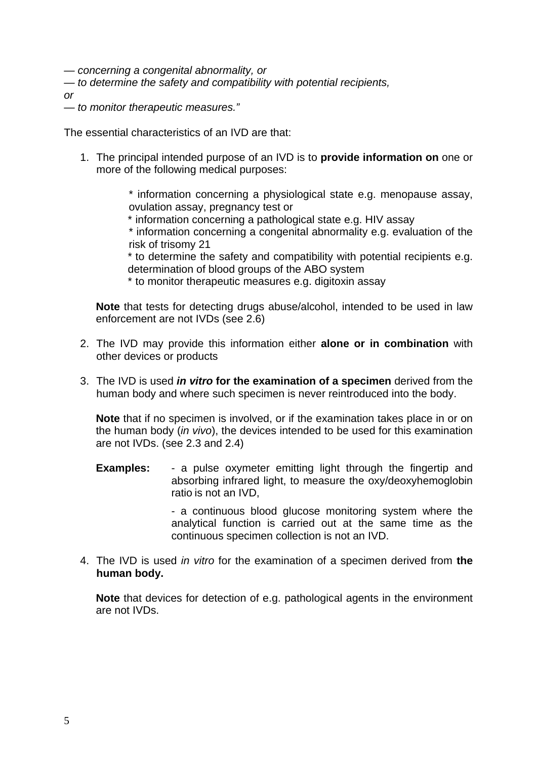*— concerning a congenital abnormality, or*

*— to determine the safety and compatibility with potential recipients,*

*or*

*— to monitor therapeutic measures."*

The essential characteristics of an IVD are that:

1. The principal intended purpose of an IVD is to **provide information on** one or more of the following medical purposes:

   * information concerning a physiological state e.g. menopause assay, ovulation assay, pregnancy test or
   * information concerning a pathological state e.g. HIV assay
   * information concerning a congenital abnormality e.g. evaluation of the risk of trisomy 21
   * to determine the safety and compatibility with potential recipients e.g. determination of blood groups of the ABO system
   * to monitor therapeutic measures e.g. digitoxin assay

   **Note** that tests for detecting drugs abuse/alcohol, intended to be used in law enforcement are not IVDs (see 2.6)

2. The IVD may provide this information either **alone or in combination** with other devices or products

3. The IVD is used ***in vitro*** **for the examination of a specimen** derived from the human body and where such specimen is never reintroduced into the body.

   **Note** that if no specimen is involved, or if the examination takes place in or on the human body (*in vivo*), the devices intended to be used for this examination are not IVDs. (see 2.3 and 2.4)

   **Examples:** - a pulse oxymeter emitting light through the fingertip and absorbing infrared light, to measure the oxy/deoxyhemoglobin ratio is not an IVD,

   - a continuous blood glucose monitoring system where the analytical function is carried out at the same time as the continuous specimen collection is not an IVD.

4. The IVD is used *in vitro* for the examination of a specimen derived from **the human body.**

   **Note** that devices for detection of e.g. pathological agents in the environment are not IVDs.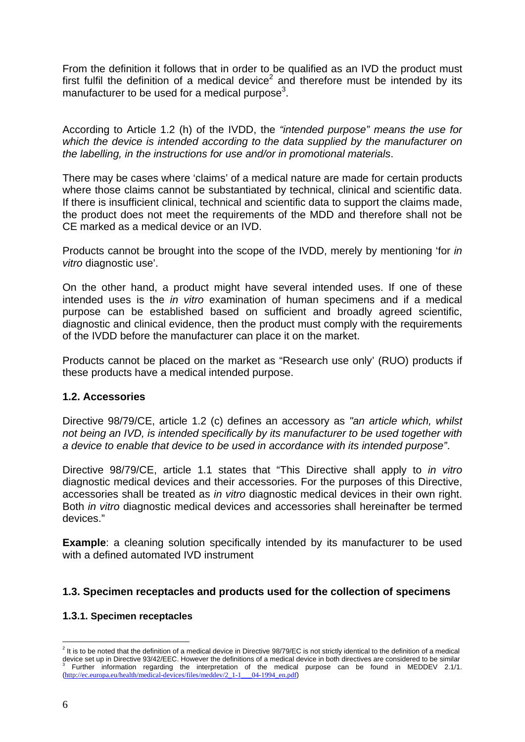From the definition it follows that in order to be qualified as an IVD the product must first fulfil the definition of a medical device[2] and therefore must be intended by its manufacturer to be used for a medical purpose[3].

According to Article 1.2 (h) of the IVDD, the *"intended purpose" means the use for which the device is intended according to the data supplied by the manufacturer on the labelling, in the instructions for use and/or in promotional materials*.

There may be cases where 'claims' of a medical nature are made for certain products where those claims cannot be substantiated by technical, clinical and scientific data. If there is insufficient clinical, technical and scientific data to support the claims made, the product does not meet the requirements of the MDD and therefore shall not be CE marked as a medical device or an IVD.

Products cannot be brought into the scope of the IVDD, merely by mentioning 'for *in vitro* diagnostic use'.

On the other hand, a product might have several intended uses. If one of these intended uses is the *in vitro* examination of human specimens and if a medical purpose can be established based on sufficient and broadly agreed scientific, diagnostic and clinical evidence, then the product must comply with the requirements of the IVDD before the manufacturer can place it on the market.

Products cannot be placed on the market as "Research use only' (RUO) products if these products have a medical intended purpose.

### 1.2. Accessories

Directive 98/79/CE, article 1.2 (c) defines an accessory as *"an article which, whilst not being an IVD, is intended specifically by its manufacturer to be used together with a device to enable that device to be used in accordance with its intended purpose"*.

Directive 98/79/CE, article 1.1 states that "This Directive shall apply to *in vitro* diagnostic medical devices and their accessories. For the purposes of this Directive, accessories shall be treated as *in vitro* diagnostic medical devices in their own right. Both *in vitro* diagnostic medical devices and accessories shall hereinafter be termed devices."

**Example**: a cleaning solution specifically intended by its manufacturer to be used with a defined automated IVD instrument

### 1.3. Specimen receptacles and products used for the collection of specimens

#### 1.3.1. Specimen receptacles

[2] It is to be noted that the definition of a medical device in Directive 98/79/EC is not strictly identical to the definition of a medical device set up in Directive 93/42/EEC. However the definitions of a medical device in both directives are considered to be similar

[3] Further information regarding the interpretation of the medical purpose can be found in MEDDEV 2.1/1. (http://ec.europa.eu/health/medical-devices/files/meddev/2_1-1___04-1994_en.pdf)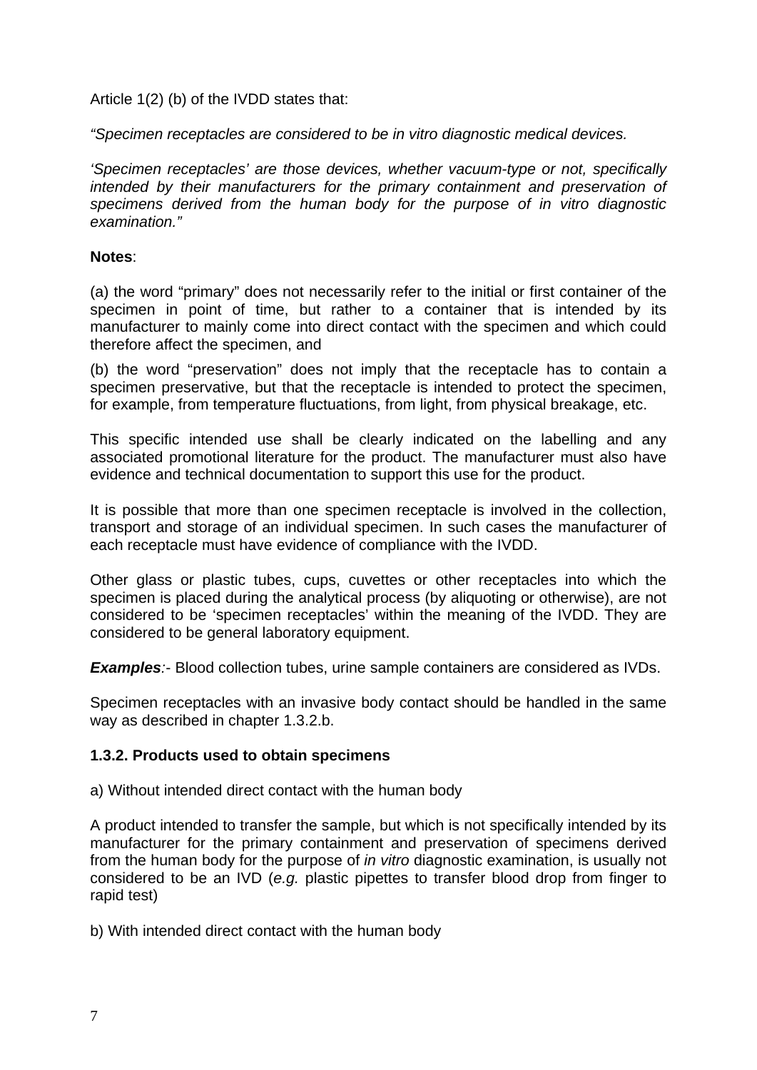Article 1(2) (b) of the IVDD states that:

*"Specimen receptacles are considered to be in vitro diagnostic medical devices.*

*'Specimen receptacles' are those devices, whether vacuum-type or not, specifically intended by their manufacturers for the primary containment and preservation of specimens derived from the human body for the purpose of in vitro diagnostic examination."*

**Notes**:

(a) the word "primary" does not necessarily refer to the initial or first container of the specimen in point of time, but rather to a container that is intended by its manufacturer to mainly come into direct contact with the specimen and which could therefore affect the specimen, and

(b) the word "preservation" does not imply that the receptacle has to contain a specimen preservative, but that the receptacle is intended to protect the specimen, for example, from temperature fluctuations, from light, from physical breakage, etc.

This specific intended use shall be clearly indicated on the labelling and any associated promotional literature for the product. The manufacturer must also have evidence and technical documentation to support this use for the product.

It is possible that more than one specimen receptacle is involved in the collection, transport and storage of an individual specimen. In such cases the manufacturer of each receptacle must have evidence of compliance with the IVDD.

Other glass or plastic tubes, cups, cuvettes or other receptacles into which the specimen is placed during the analytical process (by aliquoting or otherwise), are not considered to be 'specimen receptacles' within the meaning of the IVDD. They are considered to be general laboratory equipment.

***Examples****:*- Blood collection tubes, urine sample containers are considered as IVDs.

Specimen receptacles with an invasive body contact should be handled in the same way as described in chapter 1.3.2.b.

### 1.3.2. Products used to obtain specimens

a) Without intended direct contact with the human body

A product intended to transfer the sample, but which is not specifically intended by its manufacturer for the primary containment and preservation of specimens derived from the human body for the purpose of *in vitro* diagnostic examination, is usually not considered to be an IVD (*e.g.* plastic pipettes to transfer blood drop from finger to rapid test)

b) With intended direct contact with the human body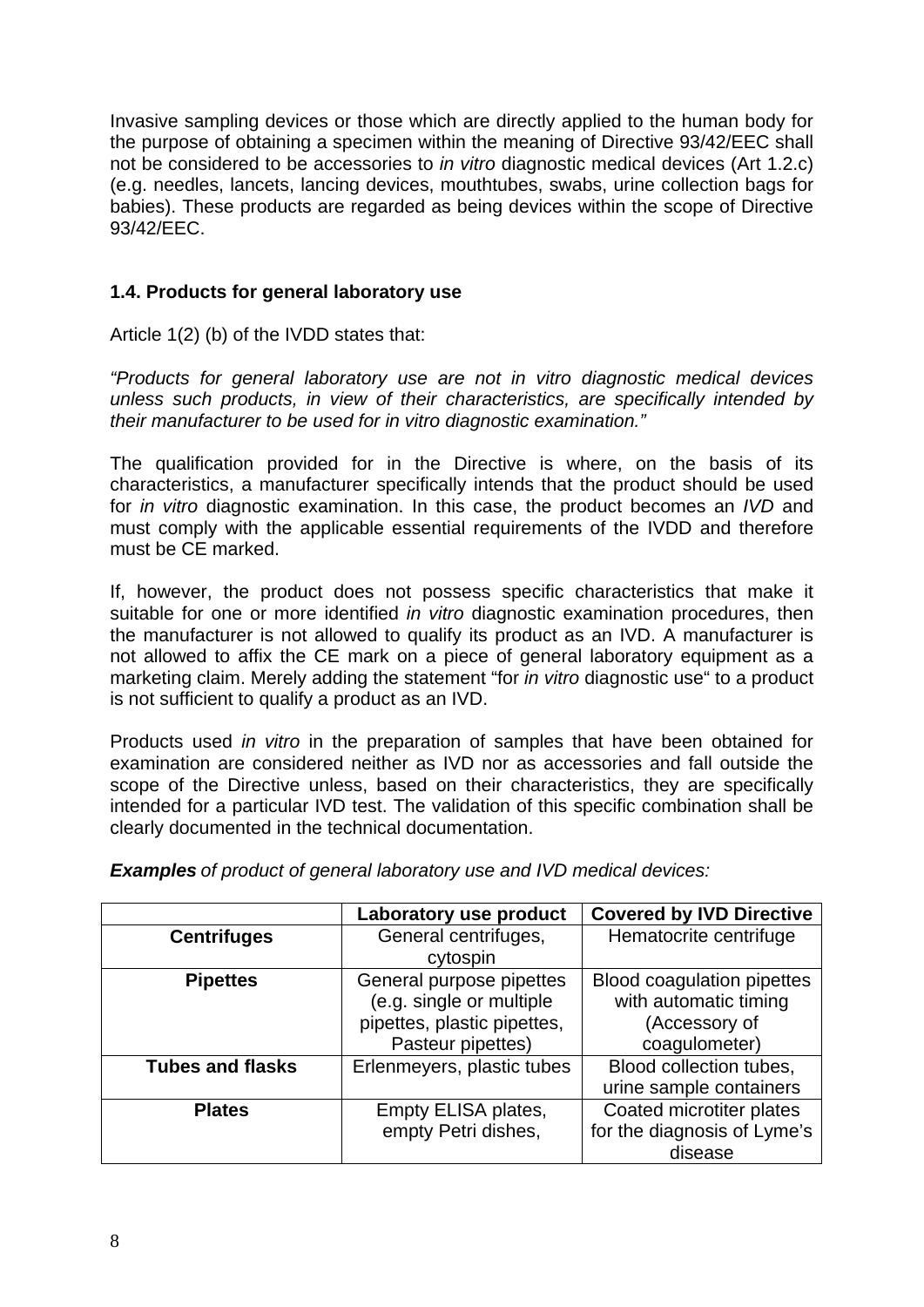Invasive sampling devices or those which are directly applied to the human body for the purpose of obtaining a specimen within the meaning of Directive 93/42/EEC shall not be considered to be accessories to *in vitro* diagnostic medical devices (Art 1.2.c) (e.g. needles, lancets, lancing devices, mouthtubes, swabs, urine collection bags for babies). These products are regarded as being devices within the scope of Directive 93/42/EEC.

### 1.4. Products for general laboratory use

Article 1(2) (b) of the IVDD states that:

*"Products for general laboratory use are not in vitro diagnostic medical devices unless such products, in view of their characteristics, are specifically intended by their manufacturer to be used for in vitro diagnostic examination."*

The qualification provided for in the Directive is where, on the basis of its characteristics, a manufacturer specifically intends that the product should be used for *in vitro* diagnostic examination. In this case, the product becomes an *IVD* and must comply with the applicable essential requirements of the IVDD and therefore must be CE marked.

If, however, the product does not possess specific characteristics that make it suitable for one or more identified *in vitro* diagnostic examination procedures, then the manufacturer is not allowed to qualify its product as an IVD. A manufacturer is not allowed to affix the CE mark on a piece of general laboratory equipment as a marketing claim. Merely adding the statement "for *in vitro* diagnostic use" to a product is not sufficient to qualify a product as an IVD.

Products used *in vitro* in the preparation of samples that have been obtained for examination are considered neither as IVD nor as accessories and fall outside the scope of the Directive unless, based on their characteristics, they are specifically intended for a particular IVD test. The validation of this specific combination shall be clearly documented in the technical documentation.

***Examples*** *of product of general laboratory use and IVD medical devices:*

| | **Laboratory use product** | **Covered by IVD Directive** |
|---|---|---|
| **Centrifuges** | General centrifuges, cytospin | Hematocrite centrifuge |
| **Pipettes** | General purpose pipettes (e.g. single or multiple pipettes, plastic pipettes, Pasteur pipettes) | Blood coagulation pipettes with automatic timing (Accessory of coagulometer) |
| **Tubes and flasks** | Erlenmeyers, plastic tubes | Blood collection tubes, urine sample containers |
| **Plates** | Empty ELISA plates, empty Petri dishes, | Coated microtiter plates for the diagnosis of Lyme's disease |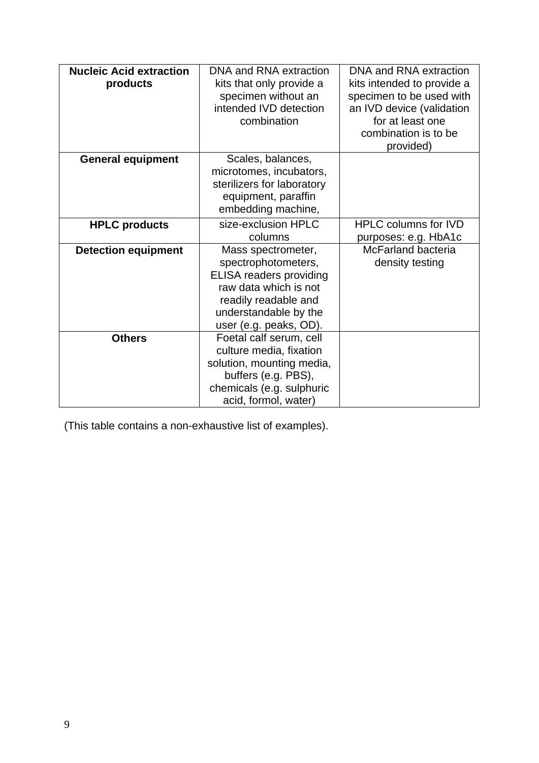| | | |
|---|---|---|
| **Nucleic Acid extraction products** | DNA and RNA extraction kits that only provide a specimen without an intended IVD detection combination | DNA and RNA extraction kits intended to provide a specimen to be used with an IVD device (validation for at least one combination is to be provided) |
| **General equipment** | Scales, balances, microtomes, incubators, sterilizers for laboratory equipment, paraffin embedding machine, | |
| **HPLC products** | size-exclusion HPLC columns | HPLC columns for IVD purposes: e.g. HbA1c |
| **Detection equipment** | Mass spectrometer, spectrophotometers, ELISA readers providing raw data which is not readily readable and understandable by the user (e.g. peaks, OD). | McFarland bacteria density testing |
| **Others** | Foetal calf serum, cell culture media, fixation solution, mounting media, buffers (e.g. PBS), chemicals (e.g. sulphuric acid, formol, water) | |

(This table contains a non-exhaustive list of examples).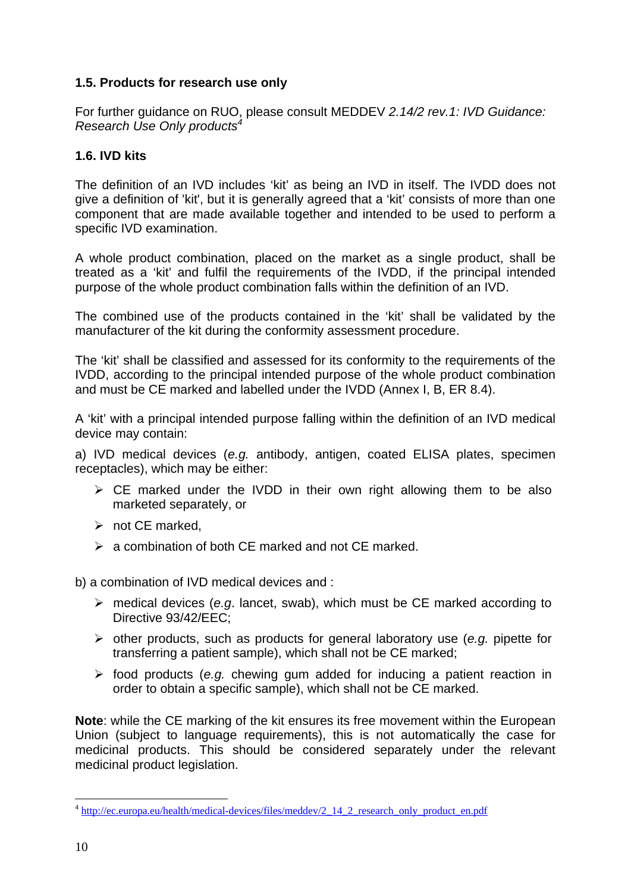### 1.5. Products for research use only

For further guidance on RUO, please consult MEDDEV *2.14/2 rev.1: IVD Guidance: Research Use Only products*[4]

### 1.6. IVD kits

The definition of an IVD includes 'kit' as being an IVD in itself. The IVDD does not give a definition of 'kit', but it is generally agreed that a 'kit' consists of more than one component that are made available together and intended to be used to perform a specific IVD examination.

A whole product combination, placed on the market as a single product, shall be treated as a 'kit' and fulfil the requirements of the IVDD, if the principal intended purpose of the whole product combination falls within the definition of an IVD.

The combined use of the products contained in the 'kit' shall be validated by the manufacturer of the kit during the conformity assessment procedure.

The 'kit' shall be classified and assessed for its conformity to the requirements of the IVDD, according to the principal intended purpose of the whole product combination and must be CE marked and labelled under the IVDD (Annex I, B, ER 8.4).

A 'kit' with a principal intended purpose falling within the definition of an IVD medical device may contain:

a) IVD medical devices (*e.g.* antibody, antigen, coated ELISA plates, specimen receptacles), which may be either:

- CE marked under the IVDD in their own right allowing them to be also marketed separately, or
- not CE marked,
- a combination of both CE marked and not CE marked.

b) a combination of IVD medical devices and :

- medical devices (*e.g*. lancet, swab), which must be CE marked according to Directive 93/42/EEC;
- other products, such as products for general laboratory use (*e.g.* pipette for transferring a patient sample), which shall not be CE marked;
- food products (*e.g.* chewing gum added for inducing a patient reaction in order to obtain a specific sample), which shall not be CE marked.

**Note**: while the CE marking of the kit ensures its free movement within the European Union (subject to language requirements), this is not automatically the case for medicinal products. This should be considered separately under the relevant medicinal product legislation.

---

[4] http://ec.europa.eu/health/medical-devices/files/meddev/2_14_2_research_only_product_en.pdf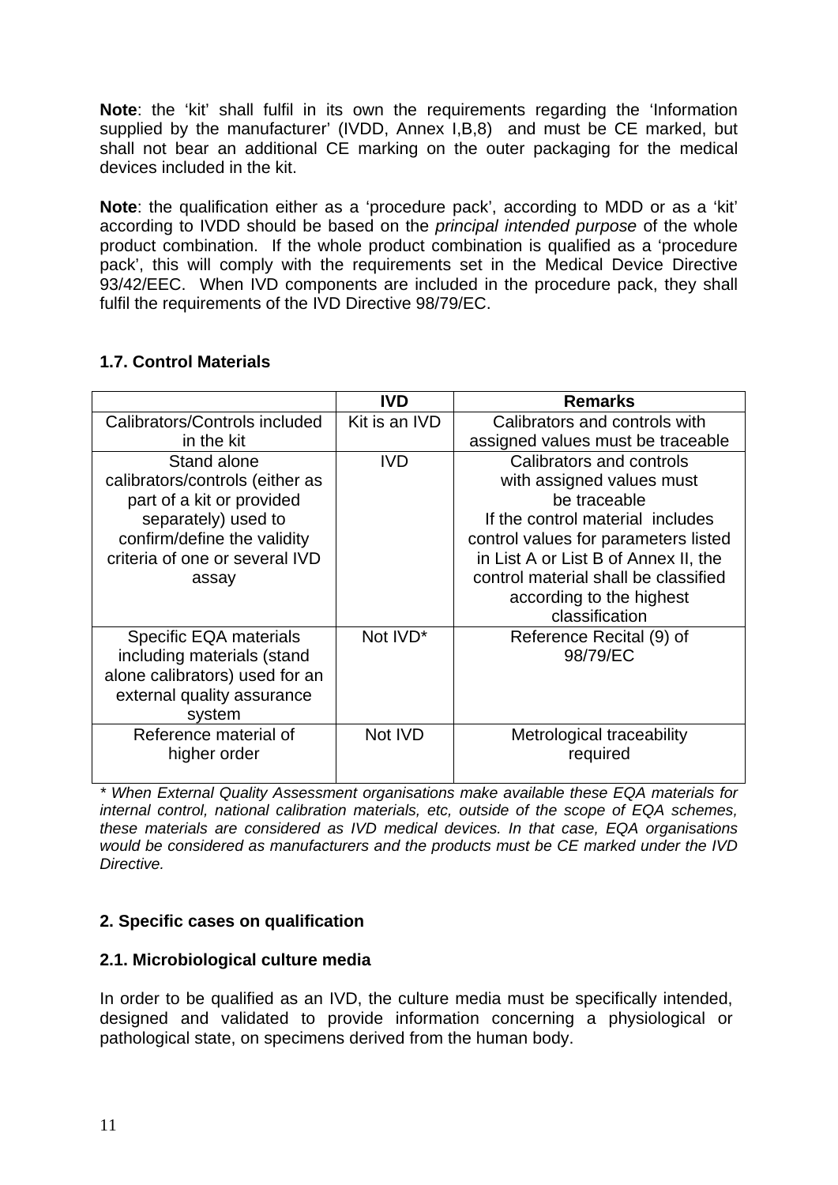**Note**: the 'kit' shall fulfil in its own the requirements regarding the 'Information supplied by the manufacturer' (IVDD, Annex I,B,8) and must be CE marked, but shall not bear an additional CE marking on the outer packaging for the medical devices included in the kit.

**Note**: the qualification either as a 'procedure pack', according to MDD or as a 'kit' according to IVDD should be based on the *principal intended purpose* of the whole product combination. If the whole product combination is qualified as a 'procedure pack', this will comply with the requirements set in the Medical Device Directive 93/42/EEC. When IVD components are included in the procedure pack, they shall fulfil the requirements of the IVD Directive 98/79/EC.

### 1.7. Control Materials

| | **IVD** | **Remarks** |
|---|---|---|
| Calibrators/Controls included in the kit | Kit is an IVD | Calibrators and controls with assigned values must be traceable |
| Stand alone calibrators/controls (either as part of a kit or provided separately) used to confirm/define the validity criteria of one or several IVD assay | IVD | Calibrators and controls with assigned values must be traceable<br>If the control material includes control values for parameters listed in List A or List B of Annex II, the control material shall be classified according to the highest classification |
| Specific EQA materials including materials (stand alone calibrators) used for an external quality assurance system | Not IVD* | Reference Recital (9) of 98/79/EC |
| Reference material of higher order | Not IVD | Metrological traceability required |

*\* When External Quality Assessment organisations make available these EQA materials for internal control, national calibration materials, etc, outside of the scope of EQA schemes, these materials are considered as IVD medical devices. In that case, EQA organisations would be considered as manufacturers and the products must be CE marked under the IVD Directive.*

## 2. Specific cases on qualification

### 2.1. Microbiological culture media

In order to be qualified as an IVD, the culture media must be specifically intended, designed and validated to provide information concerning a physiological or pathological state, on specimens derived from the human body.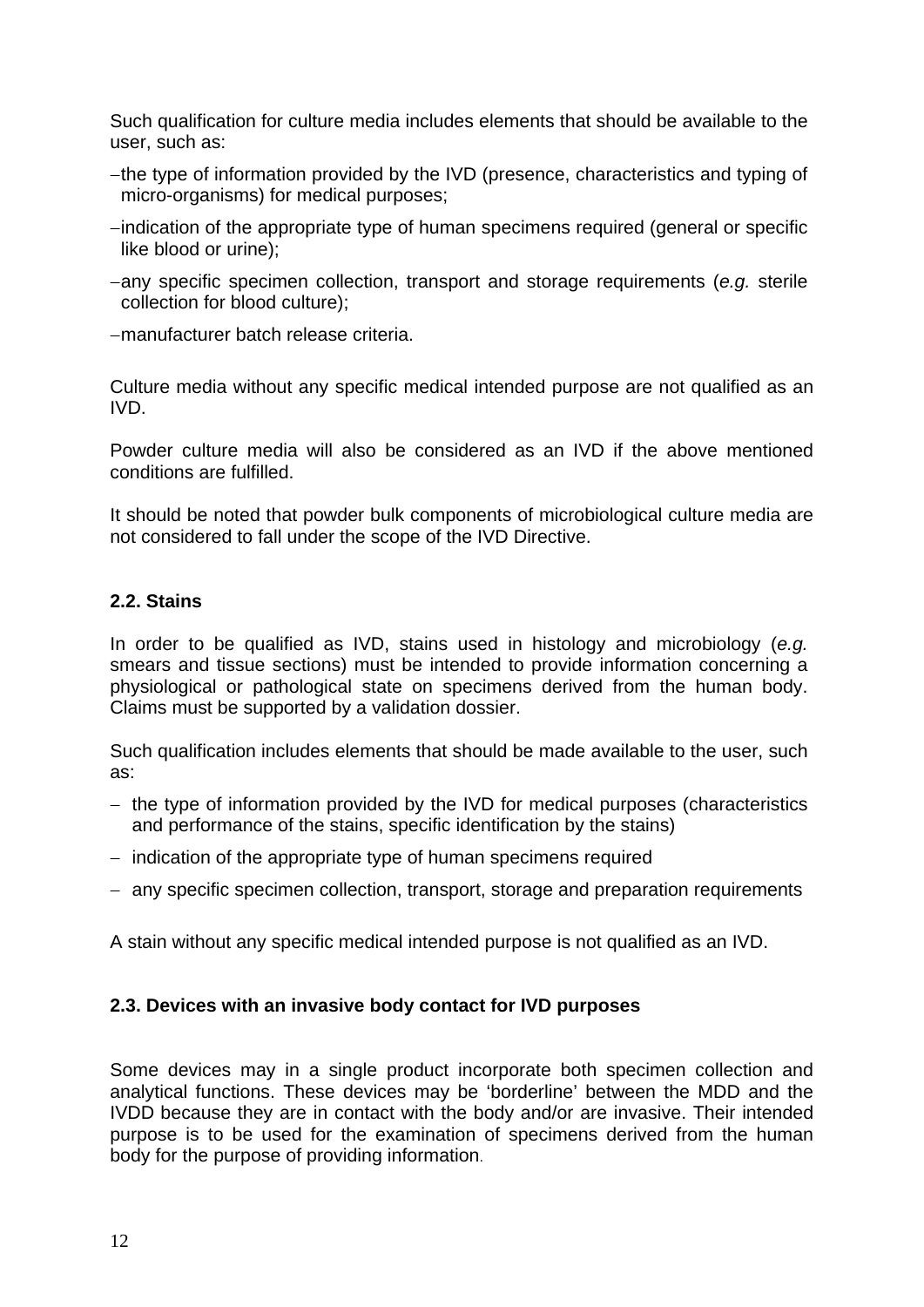Such qualification for culture media includes elements that should be available to the user, such as:

- the type of information provided by the IVD (presence, characteristics and typing of micro-organisms) for medical purposes;
- indication of the appropriate type of human specimens required (general or specific like blood or urine);
- any specific specimen collection, transport and storage requirements (*e.g.* sterile collection for blood culture);
- manufacturer batch release criteria.

Culture media without any specific medical intended purpose are not qualified as an IVD.

Powder culture media will also be considered as an IVD if the above mentioned conditions are fulfilled.

It should be noted that powder bulk components of microbiological culture media are not considered to fall under the scope of the IVD Directive.

### 2.2. Stains

In order to be qualified as IVD, stains used in histology and microbiology (*e.g.* smears and tissue sections) must be intended to provide information concerning a physiological or pathological state on specimens derived from the human body. Claims must be supported by a validation dossier.

Such qualification includes elements that should be made available to the user, such as:

- the type of information provided by the IVD for medical purposes (characteristics and performance of the stains, specific identification by the stains)
- indication of the appropriate type of human specimens required
- any specific specimen collection, transport, storage and preparation requirements

A stain without any specific medical intended purpose is not qualified as an IVD.

### 2.3. Devices with an invasive body contact for IVD purposes

Some devices may in a single product incorporate both specimen collection and analytical functions. These devices may be ‘borderline’ between the MDD and the IVDD because they are in contact with the body and/or are invasive. Their intended purpose is to be used for the examination of specimens derived from the human body for the purpose of providing information.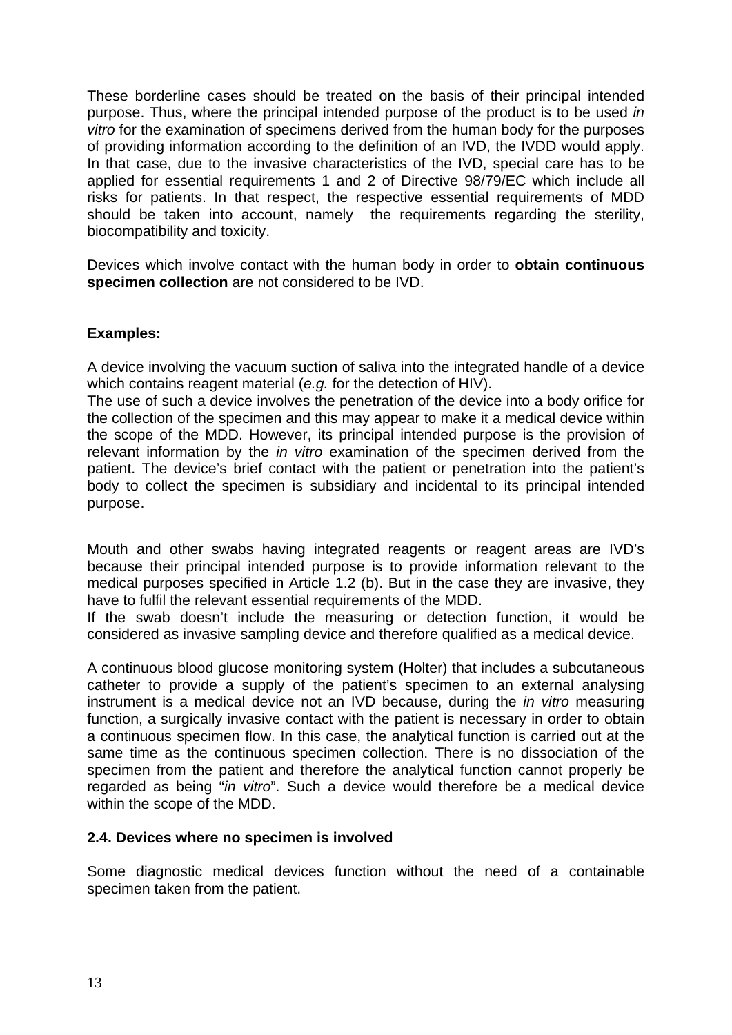These borderline cases should be treated on the basis of their principal intended purpose. Thus, where the principal intended purpose of the product is to be used *in vitro* for the examination of specimens derived from the human body for the purposes of providing information according to the definition of an IVD, the IVDD would apply. In that case, due to the invasive characteristics of the IVD, special care has to be applied for essential requirements 1 and 2 of Directive 98/79/EC which include all risks for patients. In that respect, the respective essential requirements of MDD should be taken into account, namely the requirements regarding the sterility, biocompatibility and toxicity.

Devices which involve contact with the human body in order to **obtain continuous specimen collection** are not considered to be IVD.

**Examples:**

A device involving the vacuum suction of saliva into the integrated handle of a device which contains reagent material (*e.g.* for the detection of HIV).
The use of such a device involves the penetration of the device into a body orifice for the collection of the specimen and this may appear to make it a medical device within the scope of the MDD. However, its principal intended purpose is the provision of relevant information by the *in vitro* examination of the specimen derived from the patient. The device's brief contact with the patient or penetration into the patient's body to collect the specimen is subsidiary and incidental to its principal intended purpose.

Mouth and other swabs having integrated reagents or reagent areas are IVD's because their principal intended purpose is to provide information relevant to the medical purposes specified in Article 1.2 (b). But in the case they are invasive, they have to fulfil the relevant essential requirements of the MDD.
If the swab doesn't include the measuring or detection function, it would be considered as invasive sampling device and therefore qualified as a medical device.

A continuous blood glucose monitoring system (Holter) that includes a subcutaneous catheter to provide a supply of the patient's specimen to an external analysing instrument is a medical device not an IVD because, during the *in vitro* measuring function, a surgically invasive contact with the patient is necessary in order to obtain a continuous specimen flow. In this case, the analytical function is carried out at the same time as the continuous specimen collection. There is no dissociation of the specimen from the patient and therefore the analytical function cannot properly be regarded as being "*in vitro*". Such a device would therefore be a medical device within the scope of the MDD.

### 2.4. Devices where no specimen is involved

Some diagnostic medical devices function without the need of a containable specimen taken from the patient.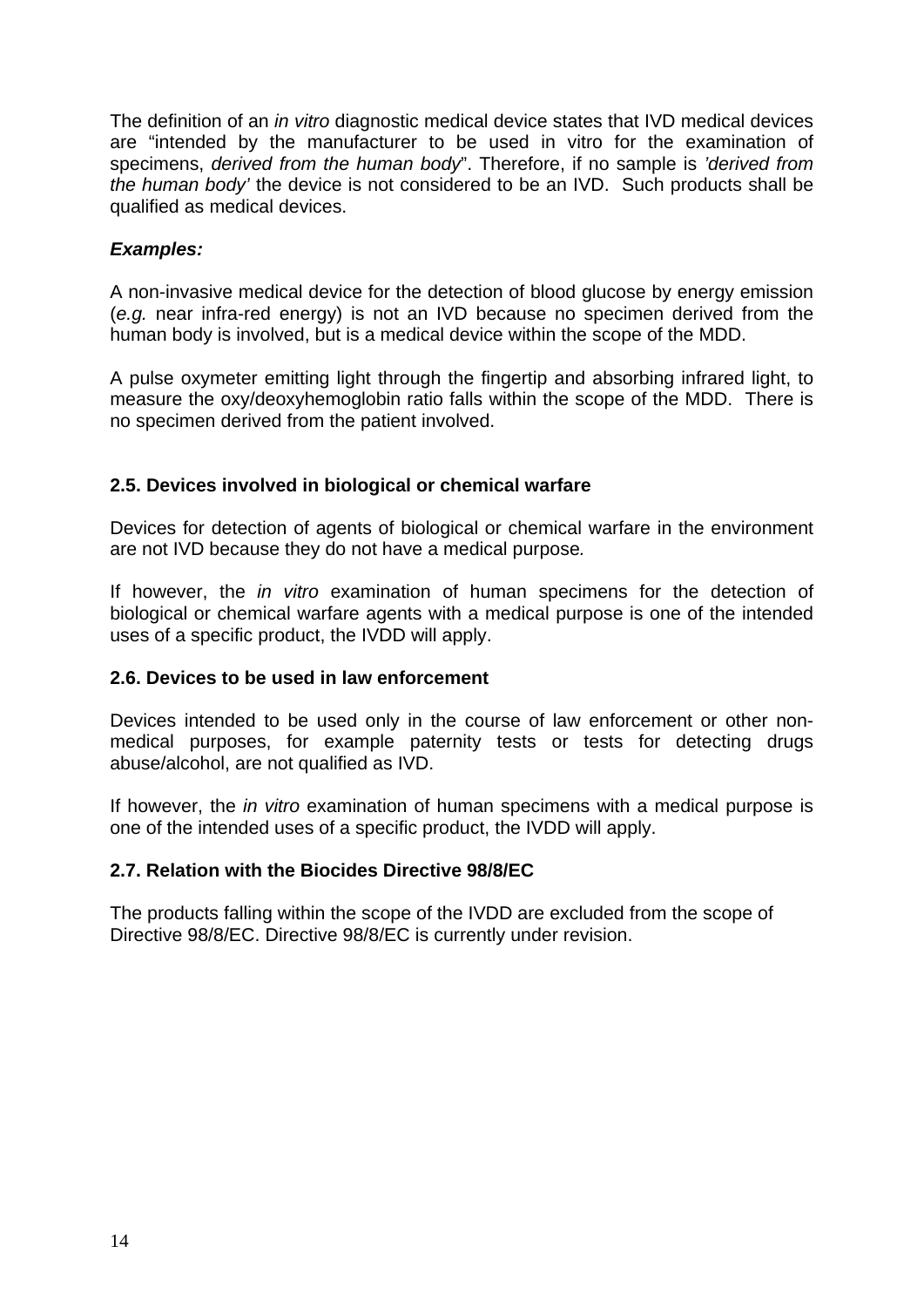The definition of an *in vitro* diagnostic medical device states that IVD medical devices are "intended by the manufacturer to be used in vitro for the examination of specimens, *derived from the human body*". Therefore, if no sample is *'derived from the human body'* the device is not considered to be an IVD. Such products shall be qualified as medical devices.

***Examples:***

A non-invasive medical device for the detection of blood glucose by energy emission (*e.g.* near infra-red energy) is not an IVD because no specimen derived from the human body is involved, but is a medical device within the scope of the MDD.

A pulse oxymeter emitting light through the fingertip and absorbing infrared light, to measure the oxy/deoxyhemoglobin ratio falls within the scope of the MDD. There is no specimen derived from the patient involved.

### 2.5. Devices involved in biological or chemical warfare

Devices for detection of agents of biological or chemical warfare in the environment are not IVD because they do not have a medical purpose.

If however, the *in vitro* examination of human specimens for the detection of biological or chemical warfare agents with a medical purpose is one of the intended uses of a specific product, the IVDD will apply.

### 2.6. Devices to be used in law enforcement

Devices intended to be used only in the course of law enforcement or other non-medical purposes, for example paternity tests or tests for detecting drugs abuse/alcohol, are not qualified as IVD.

If however, the *in vitro* examination of human specimens with a medical purpose is one of the intended uses of a specific product, the IVDD will apply.

### 2.7. Relation with the Biocides Directive 98/8/EC

The products falling within the scope of the IVDD are excluded from the scope of Directive 98/8/EC. Directive 98/8/EC is currently under revision.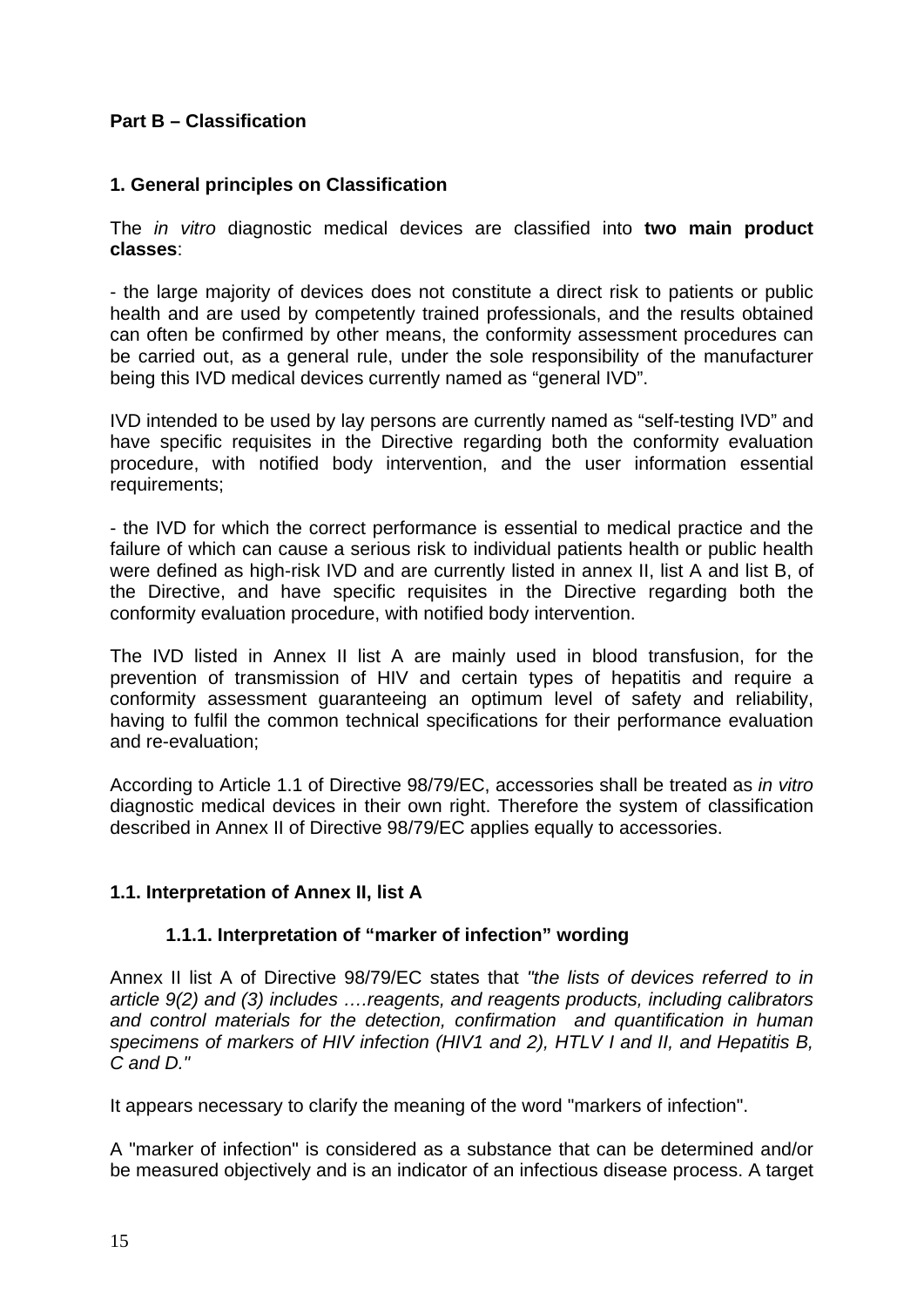**Part B – Classification**

**1. General principles on Classification**

The *in vitro* diagnostic medical devices are classified into **two main product classes**:

- the large majority of devices does not constitute a direct risk to patients or public health and are used by competently trained professionals, and the results obtained can often be confirmed by other means, the conformity assessment procedures can be carried out, as a general rule, under the sole responsibility of the manufacturer being this IVD medical devices currently named as "general IVD".

IVD intended to be used by lay persons are currently named as "self-testing IVD" and have specific requisites in the Directive regarding both the conformity evaluation procedure, with notified body intervention, and the user information essential requirements;

- the IVD for which the correct performance is essential to medical practice and the failure of which can cause a serious risk to individual patients health or public health were defined as high-risk IVD and are currently listed in annex II, list A and list B, of the Directive, and have specific requisites in the Directive regarding both the conformity evaluation procedure, with notified body intervention.

The IVD listed in Annex II list A are mainly used in blood transfusion, for the prevention of transmission of HIV and certain types of hepatitis and require a conformity assessment guaranteeing an optimum level of safety and reliability, having to fulfil the common technical specifications for their performance evaluation and re-evaluation;

According to Article 1.1 of Directive 98/79/EC, accessories shall be treated as *in vitro* diagnostic medical devices in their own right. Therefore the system of classification described in Annex II of Directive 98/79/EC applies equally to accessories.

**1.1. Interpretation of Annex II, list A**

**1.1.1. Interpretation of "marker of infection" wording**

Annex II list A of Directive 98/79/EC states that *"the lists of devices referred to in article 9(2) and (3) includes ….reagents, and reagents products, including calibrators and control materials for the detection, confirmation and quantification in human specimens of markers of HIV infection (HIV1 and 2), HTLV I and II, and Hepatitis B, C and D."*

It appears necessary to clarify the meaning of the word "markers of infection".

A "marker of infection" is considered as a substance that can be determined and/or be measured objectively and is an indicator of an infectious disease process. A target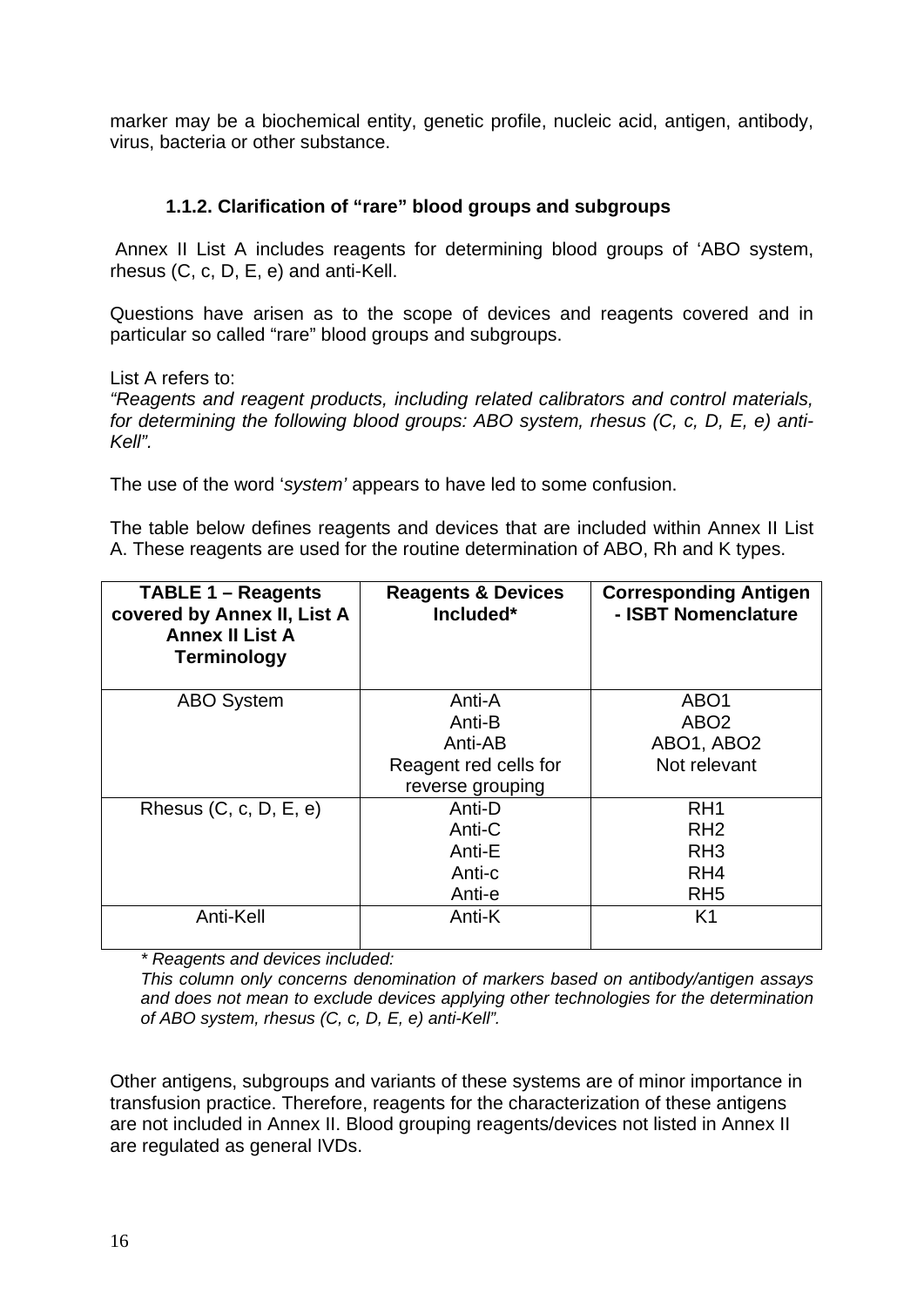marker may be a biochemical entity, genetic profile, nucleic acid, antigen, antibody, virus, bacteria or other substance.

### 1.1.2. Clarification of "rare" blood groups and subgroups

Annex II List A includes reagents for determining blood groups of 'ABO system, rhesus (C, c, D, E, e) and anti-Kell.

Questions have arisen as to the scope of devices and reagents covered and in particular so called "rare" blood groups and subgroups.

List A refers to:
*"Reagents and reagent products, including related calibrators and control materials, for determining the following blood groups: ABO system, rhesus (C, c, D, E, e) anti-Kell".*

The use of the word '*system'* appears to have led to some confusion.

The table below defines reagents and devices that are included within Annex II List A. These reagents are used for the routine determination of ABO, Rh and K types.

| TABLE 1 – Reagents covered by Annex II, List A Annex II List A Terminology | Reagents & Devices Included* | Corresponding Antigen - ISBT Nomenclature |
|---|---|---|
| ABO System | Anti-A<br>Anti-B<br>Anti-AB<br>Reagent red cells for reverse grouping | ABO1<br>ABO2<br>ABO1, ABO2<br>Not relevant |
| Rhesus (C, c, D, E, e) | Anti-D<br>Anti-C<br>Anti-E<br>Anti-c<br>Anti-e | RH1<br>RH2<br>RH3<br>RH4<br>RH5 |
| Anti-Kell | Anti-K | K1 |

*\* Reagents and devices included:*
*This column only concerns denomination of markers based on antibody/antigen assays and does not mean to exclude devices applying other technologies for the determination of ABO system, rhesus (C, c, D, E, e) anti-Kell".*

Other antigens, subgroups and variants of these systems are of minor importance in transfusion practice. Therefore, reagents for the characterization of these antigens are not included in Annex II. Blood grouping reagents/devices not listed in Annex II are regulated as general IVDs.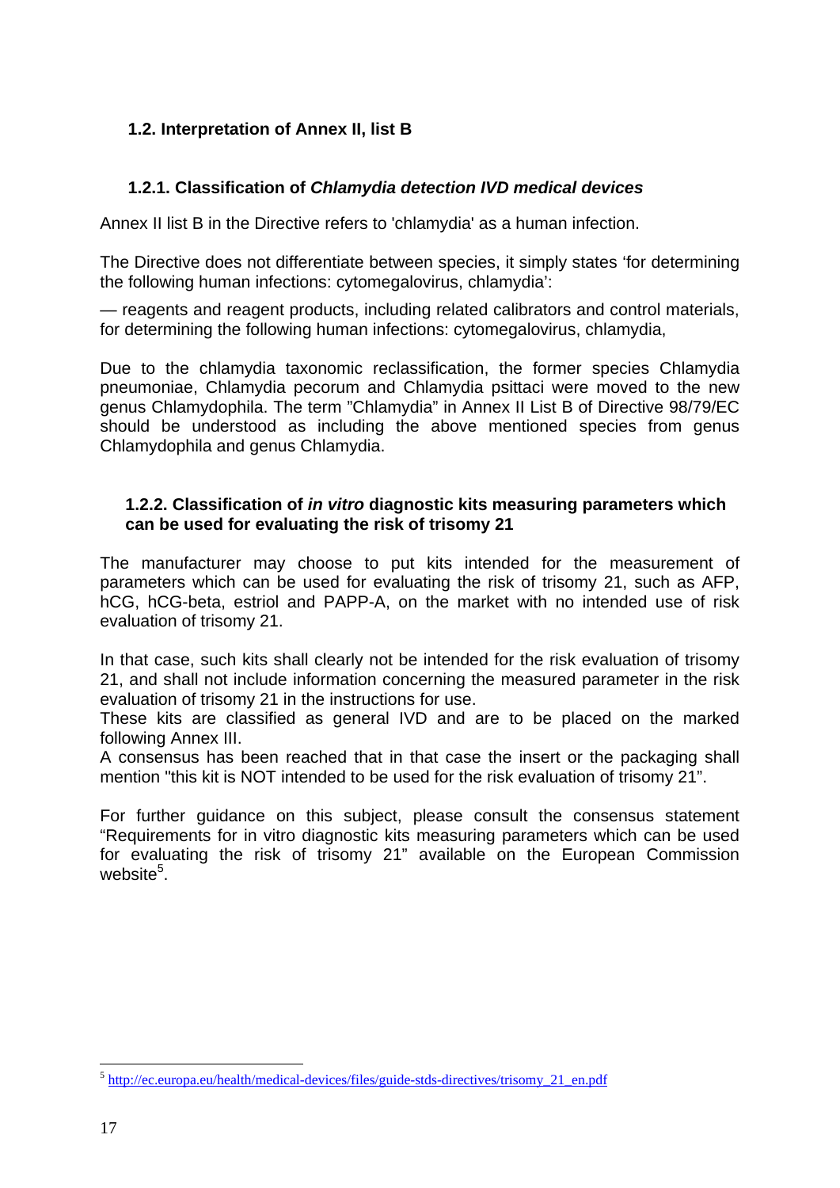### 1.2. Interpretation of Annex II, list B

#### 1.2.1. Classification of *Chlamydia detection IVD medical devices*

Annex II list B in the Directive refers to 'chlamydia' as a human infection.

The Directive does not differentiate between species, it simply states 'for determining the following human infections: cytomegalovirus, chlamydia':

— reagents and reagent products, including related calibrators and control materials, for determining the following human infections: cytomegalovirus, chlamydia,

Due to the chlamydia taxonomic reclassification, the former species Chlamydia pneumoniae, Chlamydia pecorum and Chlamydia psittaci were moved to the new genus Chlamydophila. The term "Chlamydia" in Annex II List B of Directive 98/79/EC should be understood as including the above mentioned species from genus Chlamydophila and genus Chlamydia.

#### 1.2.2. Classification of *in vitro* diagnostic kits measuring parameters which can be used for evaluating the risk of trisomy 21

The manufacturer may choose to put kits intended for the measurement of parameters which can be used for evaluating the risk of trisomy 21, such as AFP, hCG, hCG-beta, estriol and PAPP-A, on the market with no intended use of risk evaluation of trisomy 21.

In that case, such kits shall clearly not be intended for the risk evaluation of trisomy 21, and shall not include information concerning the measured parameter in the risk evaluation of trisomy 21 in the instructions for use.
These kits are classified as general IVD and are to be placed on the marked following Annex III.
A consensus has been reached that in that case the insert or the packaging shall mention "this kit is NOT intended to be used for the risk evaluation of trisomy 21".

For further guidance on this subject, please consult the consensus statement "Requirements for in vitro diagnostic kits measuring parameters which can be used for evaluating the risk of trisomy 21" available on the European Commission website[5].

[5] http://ec.europa.eu/health/medical-devices/files/guide-stds-directives/trisomy_21_en.pdf